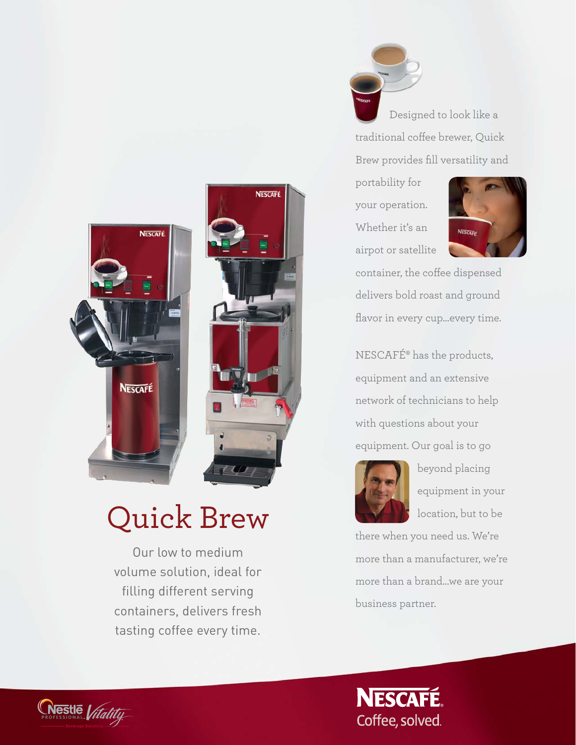# Quick Brew

Our low to medium volume solution, ideal for filling different serving containers, delivers fresh tasting coffee every time.

Designed to look like a traditional coffee brewer, Quick Brew provides fill versatility and portability for your operation. Whether it's an airpot or satellite container, the coffee dispensed delivers bold roast and ground flavor in every cup...every time.

NESCAFÉ® has the products, equipment and an extensive network of technicians to help with questions about your equipment. Our goal is to go beyond placing equipment in your location, but to be there when you need us. We're more than a manufacturer, we're more than a brand...we are your business partner.

Nestlé PROFESSIONAL Vitality

NESCAFÉ. Coffee, solved.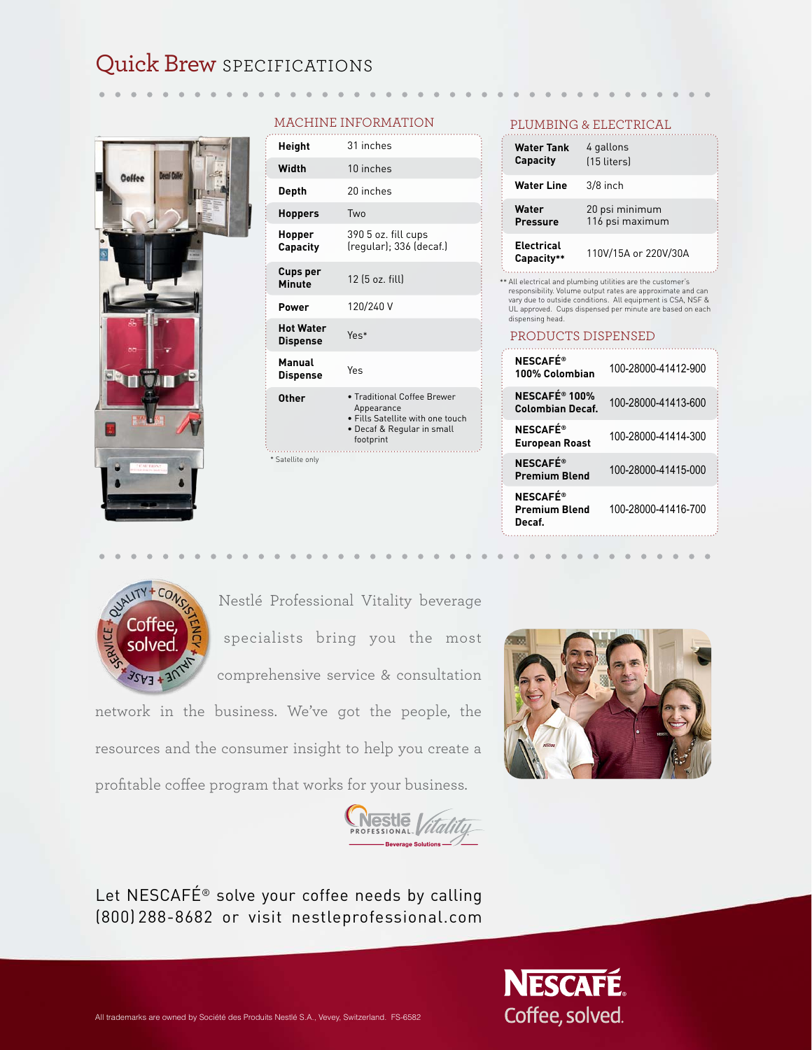# Quick Brew SPECIFICATIONS

## MACHINE INFORMATION

| | |
|---|---|
| **Height** | 31 inches |
| **Width** | 10 inches |
| **Depth** | 20 inches |
| **Hoppers** | Two |
| **Hopper Capacity** | 390 5 oz. fill cups (regular); 336 (decaf.) |
| **Cups per Minute** | 12 (5 oz. fill) |
| **Power** | 120/240 V |
| **Hot Water Dispense** | Yes* |
| **Manual Dispense** | Yes |
| **Other** | • Traditional Coffee Brewer Appearance<br>• Fills Satellite with one touch<br>• Decaf & Regular in small footprint |

* Satellite only

## PLUMBING & ELECTRICAL

| | |
|---|---|
| **Water Tank Capacity** | 4 gallons (15 liters) |
| **Water Line** | 3/8 inch |
| **Water Pressure** | 20 psi minimum<br>116 psi maximum |
| **Electrical Capacity**** | 110V/15A or 220V/30A |

** All electrical and plumbing utilities are the customer's responsibility. Volume output rates are approximate and can vary due to outside conditions. All equipment is CSA, NSF & UL approved. Cups dispensed per minute are based on each dispensing head.

## PRODUCTS DISPENSED

| | |
|---|---|
| **NESCAFÉ® 100% Colombian** | 100-28000-41412-900 |
| **NESCAFÉ® 100% Colombian Decaf.** | 100-28000-41413-600 |
| **NESCAFÉ® European Roast** | 100-28000-41414-300 |
| **NESCAFÉ® Premium Blend** | 100-28000-41415-000 |
| **NESCAFÉ® Premium Blend Decaf.** | 100-28000-41416-700 |

QUALITY + CONSISTENCY + VALUE + EASE + SERVICE — Coffee, solved.

Nestlé Professional Vitality beverage specialists bring you the most comprehensive service & consultation network in the business. We've got the people, the resources and the consumer insight to help you create a profitable coffee program that works for your business.

Nestlé PROFESSIONAL Vitality — Beverage Solutions

Let NESCAFÉ® solve your coffee needs by calling (800) 288-8682 or visit nestleprofessional.com

NESCAFÉ. Coffee, solved.

All trademarks are owned by Société des Produits Nestlé S.A., Vevey, Switzerland. FS-6582